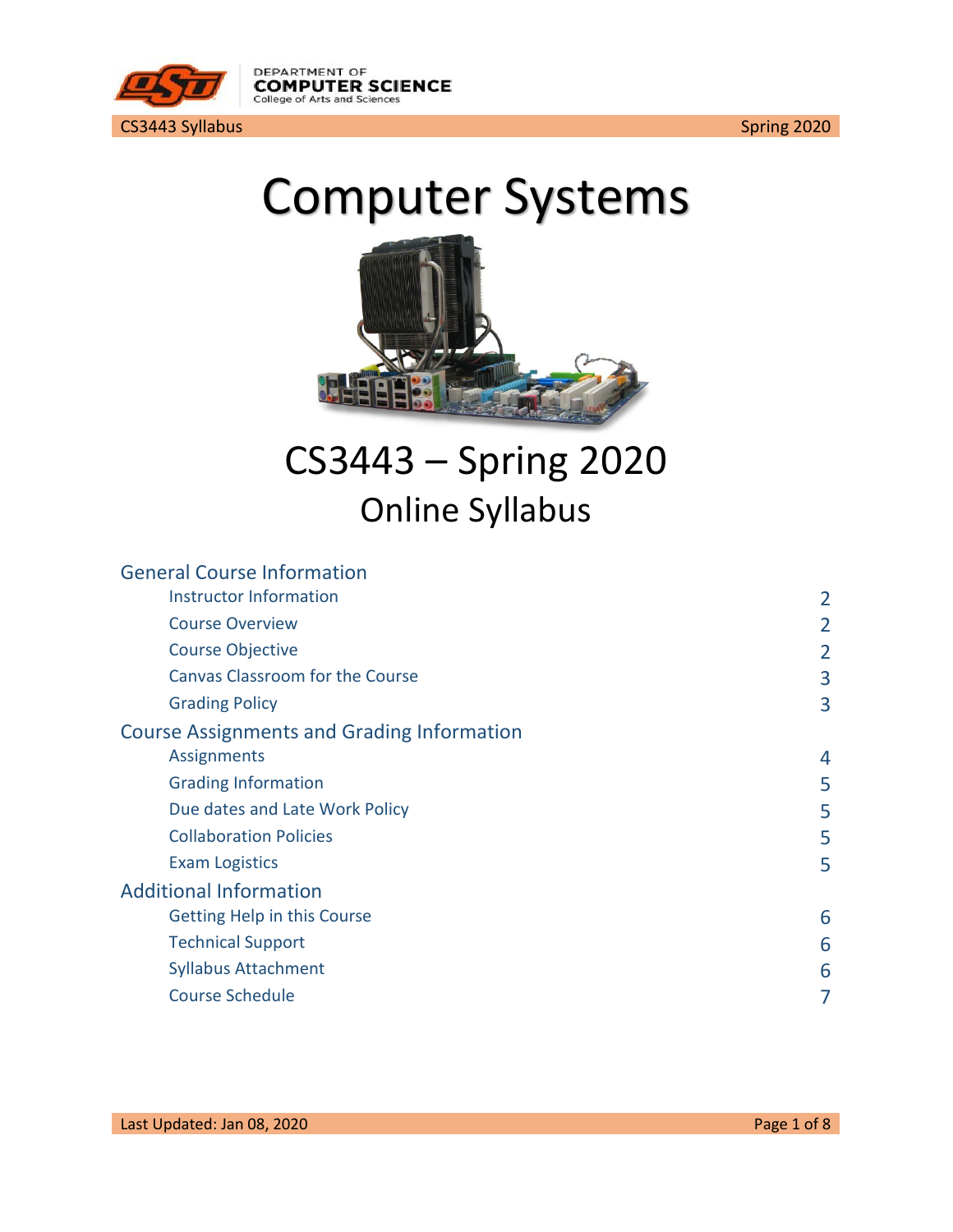# Computer Systems

## CS3443 – Spring 2020

### Online Syllabus

**General Course Information**

- Instructor Information — 2
- Course Overview — 2
- Course Objective — 2
- Canvas Classroom for the Course — 3
- Grading Policy — 3

**Course Assignments and Grading Information**

- Assignments — 4
- Grading Information — 5
- Due dates and Late Work Policy — 5
- Collaboration Policies — 5
- Exam Logistics — 5

**Additional Information**

- Getting Help in this Course — 6
- Technical Support — 6
- Syllabus Attachment — 6
- Course Schedule — 7

Last Updated: Jan 08, 2020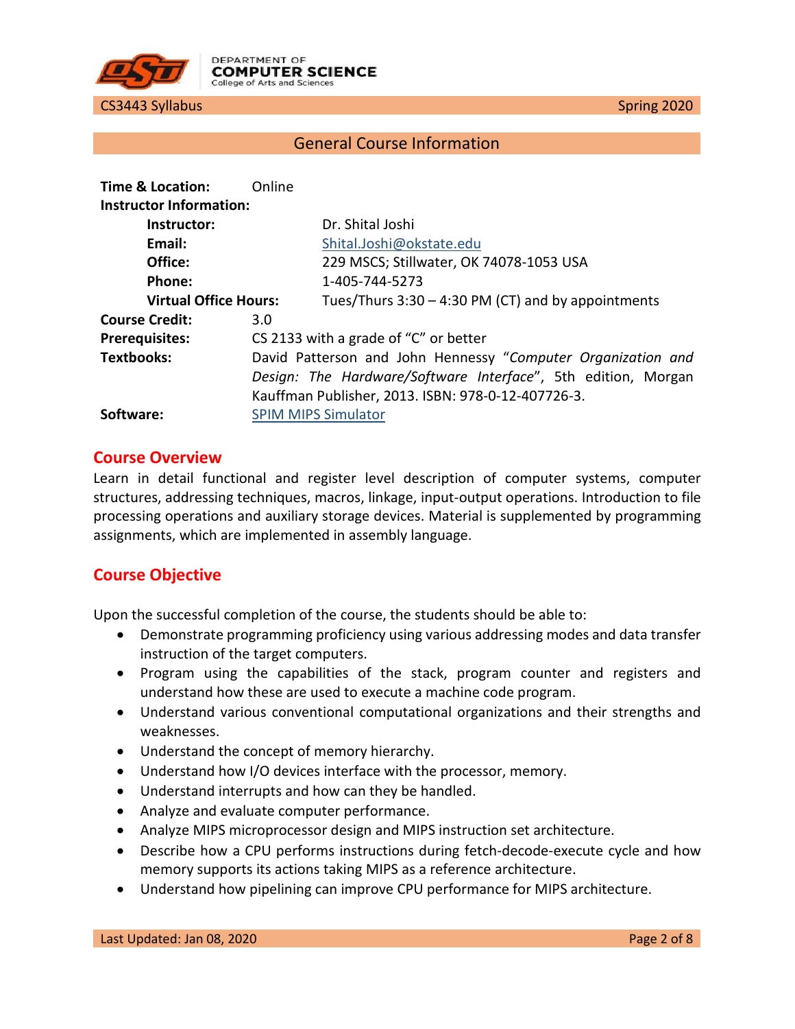## General Course Information

**Time & Location:** Online

**Instructor Information:**

- **Instructor:** Dr. Shital Joshi
- **Email:** Shital.Joshi@okstate.edu
- **Office:** 229 MSCS; Stillwater, OK 74078-1053 USA
- **Phone:** 1-405-744-5273
- **Virtual Office Hours:** Tues/Thurs 3:30 – 4:30 PM (CT) and by appointments

**Course Credit:** 3.0

**Prerequisites:** CS 2133 with a grade of "C" or better

**Textbooks:** David Patterson and John Hennessy "*Computer Organization and Design: The Hardware/Software Interface*", 5th edition, Morgan Kauffman Publisher, 2013. ISBN: 978-0-12-407726-3.

**Software:** SPIM MIPS Simulator

## Course Overview

Learn in detail functional and register level description of computer systems, computer structures, addressing techniques, macros, linkage, input-output operations. Introduction to file processing operations and auxiliary storage devices. Material is supplemented by programming assignments, which are implemented in assembly language.

## Course Objective

Upon the successful completion of the course, the students should be able to:

- Demonstrate programming proficiency using various addressing modes and data transfer instruction of the target computers.
- Program using the capabilities of the stack, program counter and registers and understand how these are used to execute a machine code program.
- Understand various conventional computational organizations and their strengths and weaknesses.
- Understand the concept of memory hierarchy.
- Understand how I/O devices interface with the processor, memory.
- Understand interrupts and how can they be handled.
- Analyze and evaluate computer performance.
- Analyze MIPS microprocessor design and MIPS instruction set architecture.
- Describe how a CPU performs instructions during fetch-decode-execute cycle and how memory supports its actions taking MIPS as a reference architecture.
- Understand how pipelining can improve CPU performance for MIPS architecture.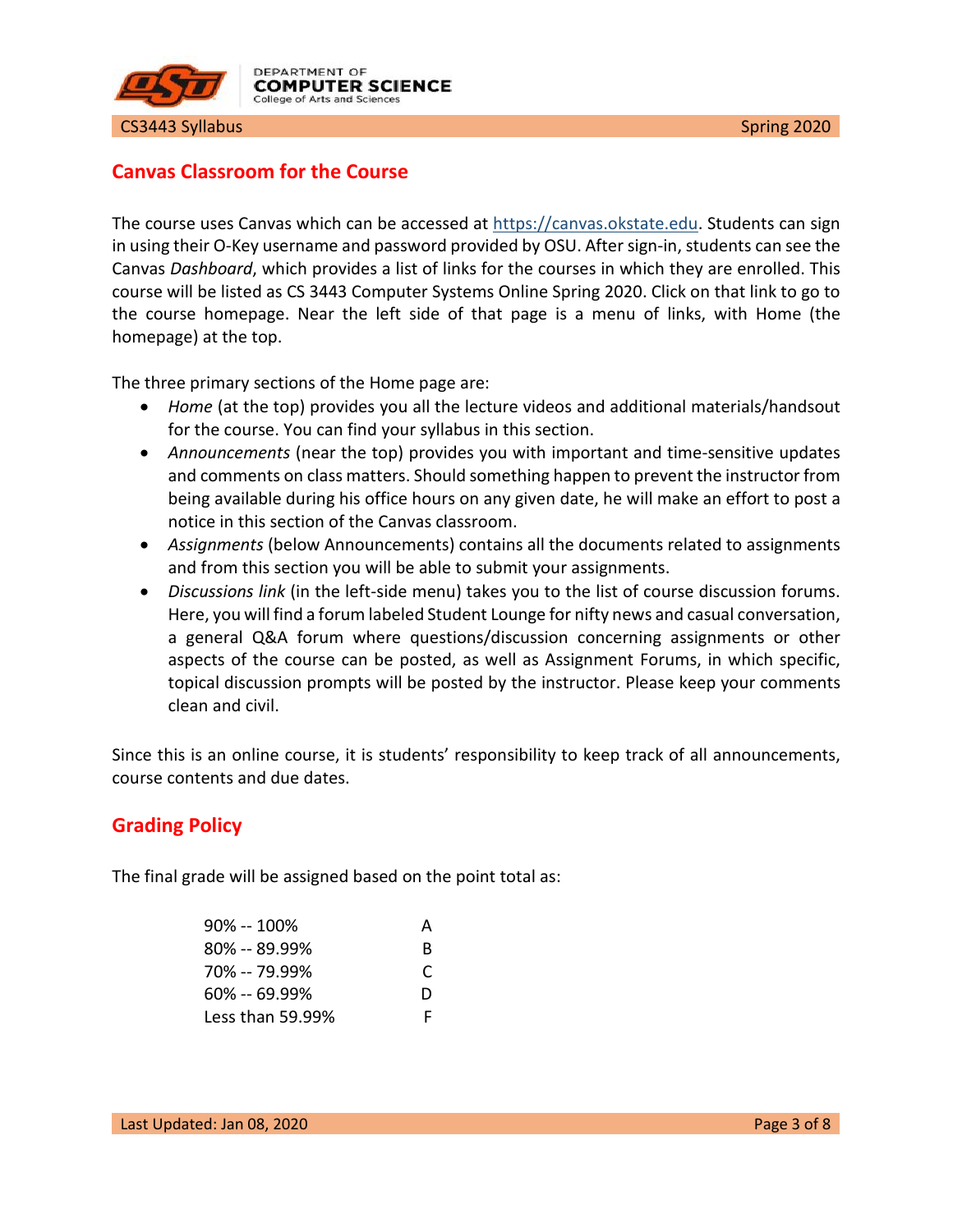## Canvas Classroom for the Course

The course uses Canvas which can be accessed at [https://canvas.okstate.edu](https://canvas.okstate.edu). Students can sign in using their O-Key username and password provided by OSU. After sign-in, students can see the Canvas *Dashboard*, which provides a list of links for the courses in which they are enrolled. This course will be listed as CS 3443 Computer Systems Online Spring 2020. Click on that link to go to the course homepage. Near the left side of that page is a menu of links, with Home (the homepage) at the top.

The three primary sections of the Home page are:

- *Home* (at the top) provides you all the lecture videos and additional materials/handsout for the course. You can find your syllabus in this section.
- *Announcements* (near the top) provides you with important and time-sensitive updates and comments on class matters. Should something happen to prevent the instructor from being available during his office hours on any given date, he will make an effort to post a notice in this section of the Canvas classroom.
- *Assignments* (below Announcements) contains all the documents related to assignments and from this section you will be able to submit your assignments.
- *Discussions link* (in the left-side menu) takes you to the list of course discussion forums. Here, you will find a forum labeled Student Lounge for nifty news and casual conversation, a general Q&A forum where questions/discussion concerning assignments or other aspects of the course can be posted, as well as Assignment Forums, in which specific, topical discussion prompts will be posted by the instructor. Please keep your comments clean and civil.

Since this is an online course, it is students' responsibility to keep track of all announcements, course contents and due dates.

## Grading Policy

The final grade will be assigned based on the point total as:

| | |
|---|---|
| 90% -- 100% | A |
| 80% -- 89.99% | B |
| 70% -- 79.99% | C |
| 60% -- 69.99% | D |
| Less than 59.99% | F |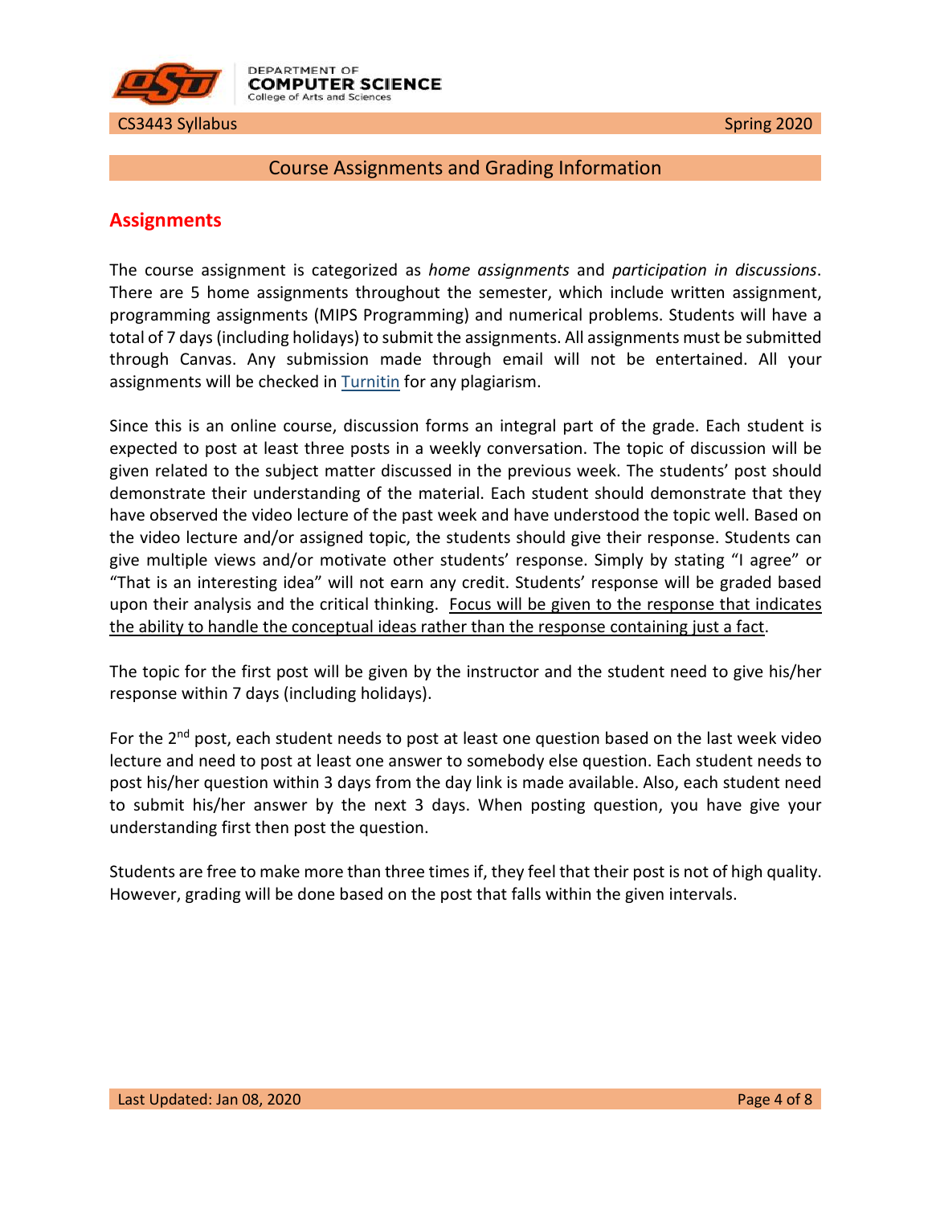## Course Assignments and Grading Information

### Assignments

The course assignment is categorized as *home assignments* and *participation in discussions*. There are 5 home assignments throughout the semester, which include written assignment, programming assignments (MIPS Programming) and numerical problems. Students will have a total of 7 days (including holidays) to submit the assignments. All assignments must be submitted through Canvas. Any submission made through email will not be entertained. All your assignments will be checked in Turnitin for any plagiarism.

Since this is an online course, discussion forms an integral part of the grade. Each student is expected to post at least three posts in a weekly conversation. The topic of discussion will be given related to the subject matter discussed in the previous week. The students' post should demonstrate their understanding of the material. Each student should demonstrate that they have observed the video lecture of the past week and have understood the topic well. Based on the video lecture and/or assigned topic, the students should give their response. Students can give multiple views and/or motivate other students' response. Simply by stating "I agree" or "That is an interesting idea" will not earn any credit. Students' response will be graded based upon their analysis and the critical thinking. <u>Focus will be given to the response that indicates the ability to handle the conceptual ideas rather than the response containing just a fact</u>.

The topic for the first post will be given by the instructor and the student need to give his/her response within 7 days (including holidays).

For the 2nd post, each student needs to post at least one question based on the last week video lecture and need to post at least one answer to somebody else question. Each student needs to post his/her question within 3 days from the day link is made available. Also, each student need to submit his/her answer by the next 3 days. When posting question, you have give your understanding first then post the question.

Students are free to make more than three times if, they feel that their post is not of high quality. However, grading will be done based on the post that falls within the given intervals.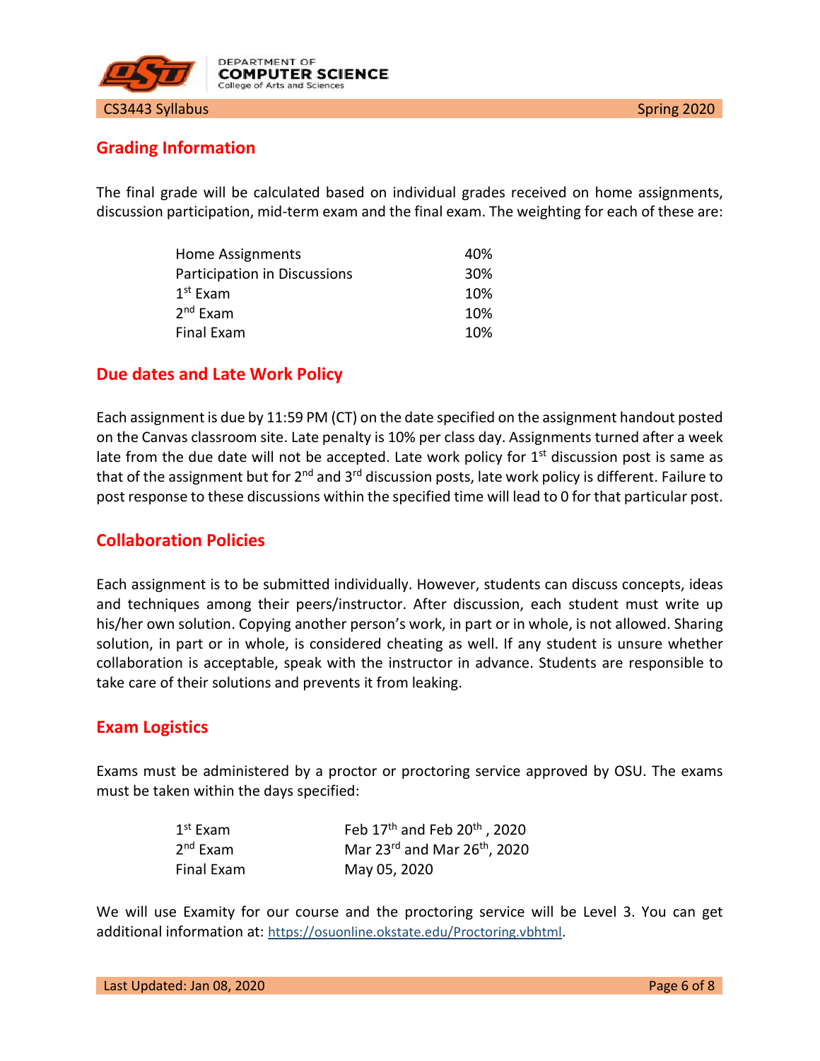## Grading Information

The final grade will be calculated based on individual grades received on home assignments, discussion participation, mid-term exam and the final exam. The weighting for each of these are:

| | |
|---|---|
| Home Assignments | 40% |
| Participation in Discussions | 30% |
| 1st Exam | 10% |
| 2nd Exam | 10% |
| Final Exam | 10% |

## Due dates and Late Work Policy

Each assignment is due by 11:59 PM (CT) on the date specified on the assignment handout posted on the Canvas classroom site. Late penalty is 10% per class day. Assignments turned after a week late from the due date will not be accepted. Late work policy for 1st discussion post is same as that of the assignment but for 2nd and 3rd discussion posts, late work policy is different. Failure to post response to these discussions within the specified time will lead to 0 for that particular post.

## Collaboration Policies

Each assignment is to be submitted individually. However, students can discuss concepts, ideas and techniques among their peers/instructor. After discussion, each student must write up his/her own solution. Copying another person's work, in part or in whole, is not allowed. Sharing solution, in part or in whole, is considered cheating as well. If any student is unsure whether collaboration is acceptable, speak with the instructor in advance. Students are responsible to take care of their solutions and prevents it from leaking.

## Exam Logistics

Exams must be administered by a proctor or proctoring service approved by OSU. The exams must be taken within the days specified:

| | |
|---|---|
| 1st Exam | Feb 17th and Feb 20th , 2020 |
| 2nd Exam | Mar 23rd and Mar 26th, 2020 |
| Final Exam | May 05, 2020 |

We will use Examity for our course and the proctoring service will be Level 3. You can get additional information at: https://osuonline.okstate.edu/Proctoring.vbhtml.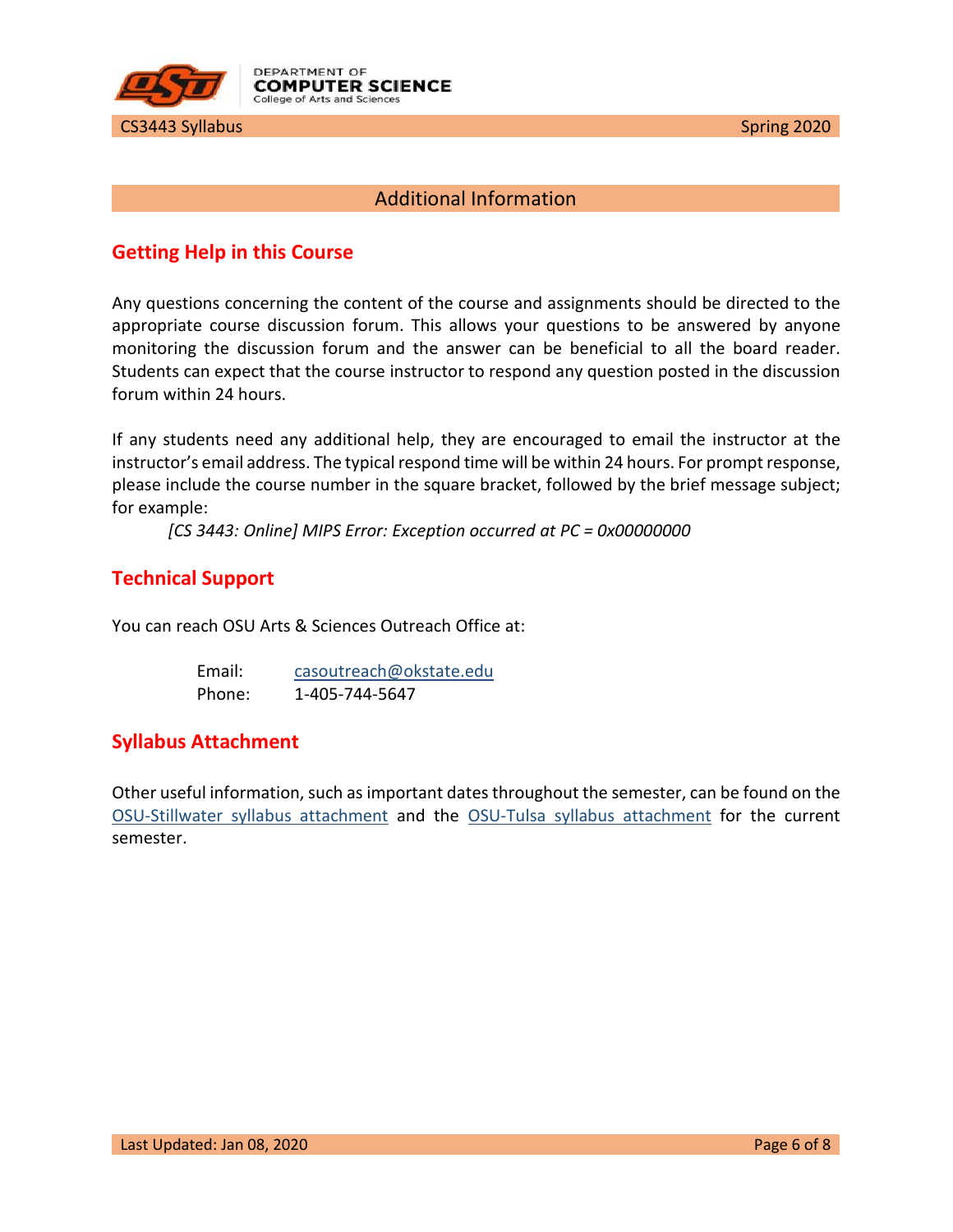## Additional Information

### Getting Help in this Course

Any questions concerning the content of the course and assignments should be directed to the appropriate course discussion forum. This allows your questions to be answered by anyone monitoring the discussion forum and the answer can be beneficial to all the board reader. Students can expect that the course instructor to respond any question posted in the discussion forum within 24 hours.

If any students need any additional help, they are encouraged to email the instructor at the instructor's email address. The typical respond time will be within 24 hours. For prompt response, please include the course number in the square bracket, followed by the brief message subject; for example:

*[CS 3443: Online] MIPS Error: Exception occurred at PC = 0x00000000*

### Technical Support

You can reach OSU Arts & Sciences Outreach Office at:

Email: casoutreach@okstate.edu
Phone: 1-405-744-5647

### Syllabus Attachment

Other useful information, such as important dates throughout the semester, can be found on the OSU-Stillwater syllabus attachment and the OSU-Tulsa syllabus attachment for the current semester.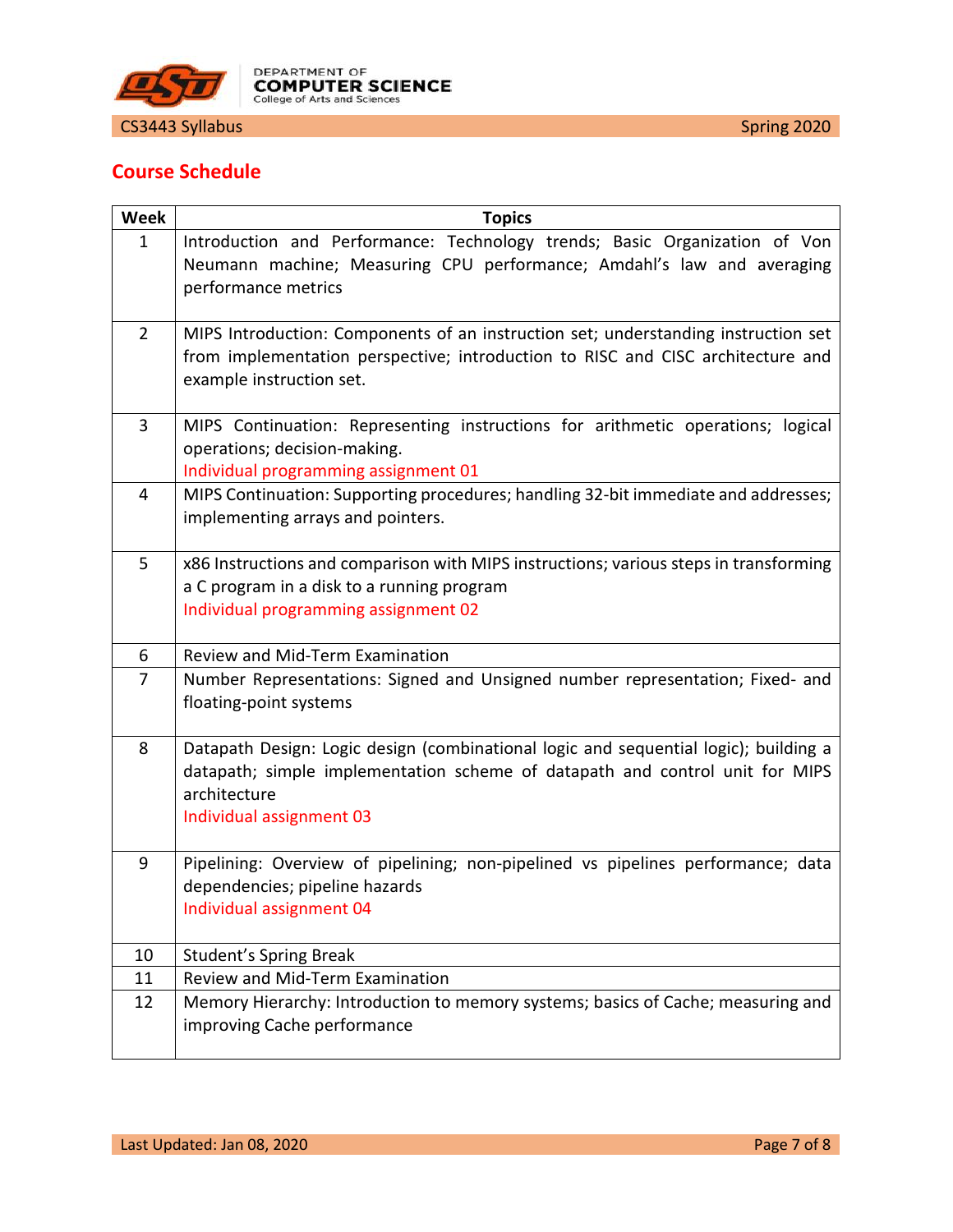## Course Schedule

| Week | Topics |
|---|---|
| 1 | Introduction and Performance: Technology trends; Basic Organization of Von Neumann machine; Measuring CPU performance; Amdahl's law and averaging performance metrics |
| 2 | MIPS Introduction: Components of an instruction set; understanding instruction set from implementation perspective; introduction to RISC and CISC architecture and example instruction set. |
| 3 | MIPS Continuation: Representing instructions for arithmetic operations; logical operations; decision-making.<br>Individual programming assignment 01 |
| 4 | MIPS Continuation: Supporting procedures; handling 32-bit immediate and addresses; implementing arrays and pointers. |
| 5 | x86 Instructions and comparison with MIPS instructions; various steps in transforming a C program in a disk to a running program<br>Individual programming assignment 02 |
| 6 | Review and Mid-Term Examination |
| 7 | Number Representations: Signed and Unsigned number representation; Fixed- and floating-point systems |
| 8 | Datapath Design: Logic design (combinational logic and sequential logic); building a datapath; simple implementation scheme of datapath and control unit for MIPS architecture<br>Individual assignment 03 |
| 9 | Pipelining: Overview of pipelining; non-pipelined vs pipelines performance; data dependencies; pipeline hazards<br>Individual assignment 04 |
| 10 | Student's Spring Break |
| 11 | Review and Mid-Term Examination |
| 12 | Memory Hierarchy: Introduction to memory systems; basics of Cache; measuring and improving Cache performance |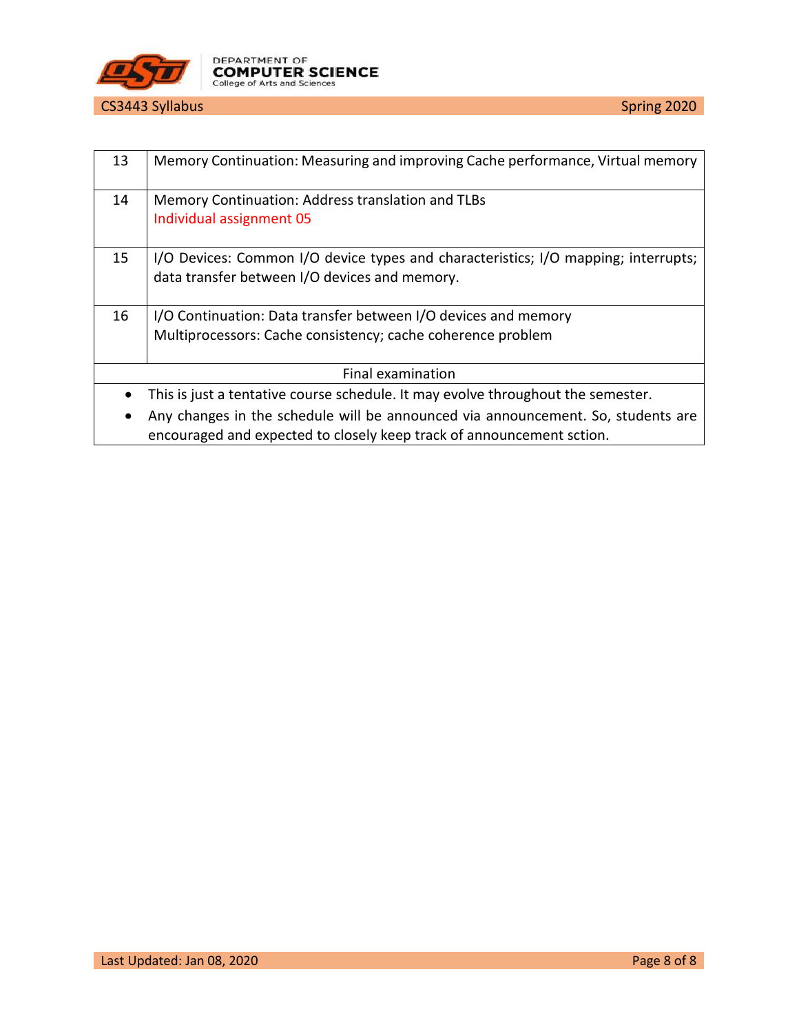| | |
|---|---|
| 13 | Memory Continuation: Measuring and improving Cache performance, Virtual memory |
| 14 | Memory Continuation: Address translation and TLBs<br>Individual assignment 05 |
| 15 | I/O Devices: Common I/O device types and characteristics; I/O mapping; interrupts; data transfer between I/O devices and memory. |
| 16 | I/O Continuation: Data transfer between I/O devices and memory<br>Multiprocessors: Cache consistency; cache coherence problem |
| Final examination | |

- This is just a tentative course schedule. It may evolve throughout the semester.
- Any changes in the schedule will be announced via announcement. So, students are encouraged and expected to closely keep track of announcement sction.